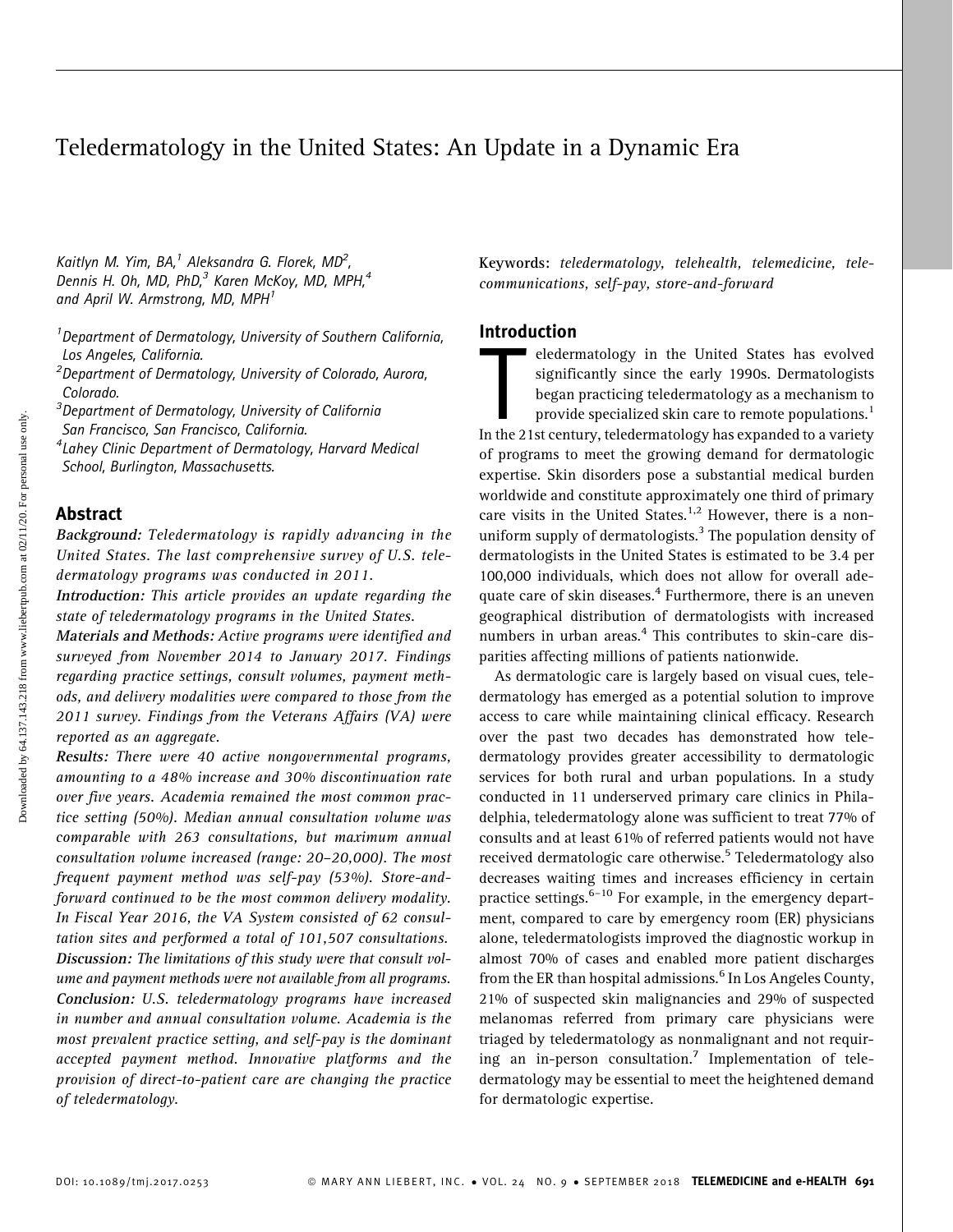# Teledermatology in the United States: An Update in a Dynamic Era

*Kaitlyn M. Yim, BA,*[1] *Aleksandra G. Florek, MD*[2], *Dennis H. Oh, MD, PhD,*[3] *Karen McKoy, MD, MPH,*[4] *and April W. Armstrong, MD, MPH*[1]

[1]*Department of Dermatology, University of Southern California, Los Angeles, California.*
[2]*Department of Dermatology, University of Colorado, Aurora, Colorado.*
[3]*Department of Dermatology, University of California San Francisco, San Francisco, California.*
[4]*Lahey Clinic Department of Dermatology, Harvard Medical School, Burlington, Massachusetts.*

## Abstract

***Background:*** *Teledermatology is rapidly advancing in the United States. The last comprehensive survey of U.S. teledermatology programs was conducted in 2011.*

***Introduction:*** *This article provides an update regarding the state of teledermatology programs in the United States.*

***Materials and Methods:*** *Active programs were identified and surveyed from November 2014 to January 2017. Findings regarding practice settings, consult volumes, payment methods, and delivery modalities were compared to those from the 2011 survey. Findings from the Veterans Affairs (VA) were reported as an aggregate.*

***Results:*** *There were 40 active nongovernmental programs, amounting to a 48% increase and 30% discontinuation rate over five years. Academia remained the most common practice setting (50%). Median annual consultation volume was comparable with 263 consultations, but maximum annual consultation volume increased (range: 20–20,000). The most frequent payment method was self-pay (53%). Store-and-forward continued to be the most common delivery modality. In Fiscal Year 2016, the VA System consisted of 62 consultation sites and performed a total of 101,507 consultations.*

***Discussion:*** *The limitations of this study were that consult volume and payment methods were not available from all programs.*

***Conclusion:*** *U.S. teledermatology programs have increased in number and annual consultation volume. Academia is the most prevalent practice setting, and self-pay is the dominant accepted payment method. Innovative platforms and the provision of direct-to-patient care are changing the practice of teledermatology.*

**Keywords:** *teledermatology, telehealth, telemedicine, telecommunications, self-pay, store-and-forward*

## Introduction

Teledermatology in the United States has evolved significantly since the early 1990s. Dermatologists began practicing teledermatology as a mechanism to provide specialized skin care to remote populations.[1] In the 21st century, teledermatology has expanded to a variety of programs to meet the growing demand for dermatologic expertise. Skin disorders pose a substantial medical burden worldwide and constitute approximately one third of primary care visits in the United States.[1,2] However, there is a nonuniform supply of dermatologists.[3] The population density of dermatologists in the United States is estimated to be 3.4 per 100,000 individuals, which does not allow for overall adequate care of skin diseases.[4] Furthermore, there is an uneven geographical distribution of dermatologists with increased numbers in urban areas.[4] This contributes to skin-care disparities affecting millions of patients nationwide.

As dermatologic care is largely based on visual cues, teledermatology has emerged as a potential solution to improve access to care while maintaining clinical efficacy. Research over the past two decades has demonstrated how teledermatology provides greater accessibility to dermatologic services for both rural and urban populations. In a study conducted in 11 underserved primary care clinics in Philadelphia, teledermatology alone was sufficient to treat 77% of consults and at least 61% of referred patients would not have received dermatologic care otherwise.[5] Teledermatology also decreases waiting times and increases efficiency in certain practice settings.[6–10] For example, in the emergency department, compared to care by emergency room (ER) physicians alone, teledermatologists improved the diagnostic workup in almost 70% of cases and enabled more patient discharges from the ER than hospital admissions.[6] In Los Angeles County, 21% of suspected skin malignancies and 29% of suspected melanomas referred from primary care physicians were triaged by teledermatology as nonmalignant and not requiring an in-person consultation.[7] Implementation of teledermatology may be essential to meet the heightened demand for dermatologic expertise.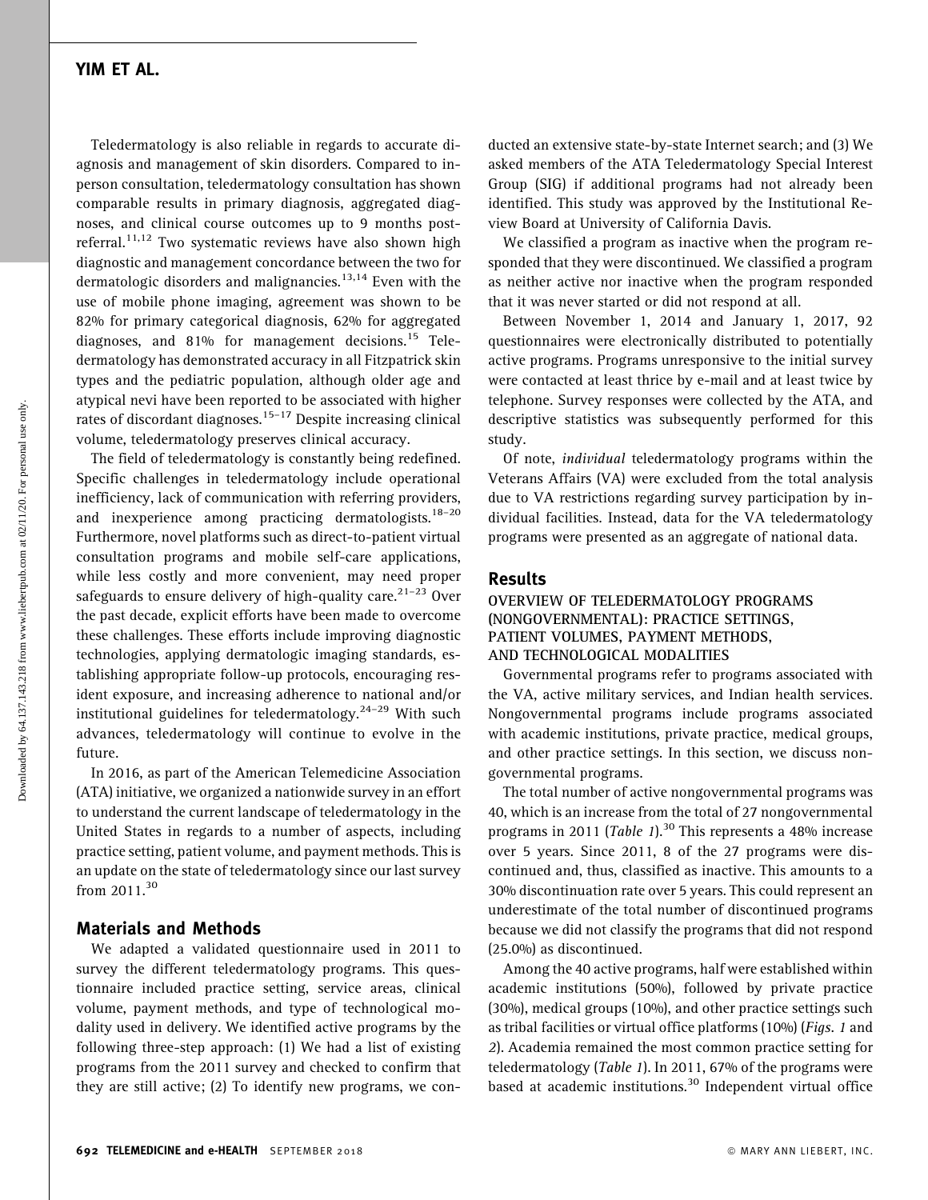Teledermatology is also reliable in regards to accurate diagnosis and management of skin disorders. Compared to in-person consultation, teledermatology consultation has shown comparable results in primary diagnosis, aggregated diagnoses, and clinical course outcomes up to 9 months post-referral.[11,12] Two systematic reviews have also shown high diagnostic and management concordance between the two for dermatologic disorders and malignancies.[13,14] Even with the use of mobile phone imaging, agreement was shown to be 82% for primary categorical diagnosis, 62% for aggregated diagnoses, and 81% for management decisions.[15] Teledermatology has demonstrated accuracy in all Fitzpatrick skin types and the pediatric population, although older age and atypical nevi have been reported to be associated with higher rates of discordant diagnoses.[15–17] Despite increasing clinical volume, teledermatology preserves clinical accuracy.

The field of teledermatology is constantly being redefined. Specific challenges in teledermatology include operational inefficiency, lack of communication with referring providers, and inexperience among practicing dermatologists.[18–20] Furthermore, novel platforms such as direct-to-patient virtual consultation programs and mobile self-care applications, while less costly and more convenient, may need proper safeguards to ensure delivery of high-quality care.[21–23] Over the past decade, explicit efforts have been made to overcome these challenges. These efforts include improving diagnostic technologies, applying dermatologic imaging standards, establishing appropriate follow-up protocols, encouraging resident exposure, and increasing adherence to national and/or institutional guidelines for teledermatology.[24–29] With such advances, teledermatology will continue to evolve in the future.

In 2016, as part of the American Telemedicine Association (ATA) initiative, we organized a nationwide survey in an effort to understand the current landscape of teledermatology in the United States in regards to a number of aspects, including practice setting, patient volume, and payment methods. This is an update on the state of teledermatology since our last survey from 2011.[30]

## Materials and Methods

We adapted a validated questionnaire used in 2011 to survey the different teledermatology programs. This questionnaire included practice setting, service areas, clinical volume, payment methods, and type of technological modality used in delivery. We identified active programs by the following three-step approach: (1) We had a list of existing programs from the 2011 survey and checked to confirm that they are still active; (2) To identify new programs, we conducted an extensive state-by-state Internet search; and (3) We asked members of the ATA Teledermatology Special Interest Group (SIG) if additional programs had not already been identified. This study was approved by the Institutional Review Board at University of California Davis.

We classified a program as inactive when the program responded that they were discontinued. We classified a program as neither active nor inactive when the program responded that it was never started or did not respond at all.

Between November 1, 2014 and January 1, 2017, 92 questionnaires were electronically distributed to potentially active programs. Programs unresponsive to the initial survey were contacted at least thrice by e-mail and at least twice by telephone. Survey responses were collected by the ATA, and descriptive statistics was subsequently performed for this study.

Of note, *individual* teledermatology programs within the Veterans Affairs (VA) were excluded from the total analysis due to VA restrictions regarding survey participation by individual facilities. Instead, data for the VA teledermatology programs were presented as an aggregate of national data.

## Results

### OVERVIEW OF TELEDERMATOLOGY PROGRAMS (NONGOVERNMENTAL): PRACTICE SETTINGS, PATIENT VOLUMES, PAYMENT METHODS, AND TECHNOLOGICAL MODALITIES

Governmental programs refer to programs associated with the VA, active military services, and Indian health services. Nongovernmental programs include programs associated with academic institutions, private practice, medical groups, and other practice settings. In this section, we discuss nongovernmental programs.

The total number of active nongovernmental programs was 40, which is an increase from the total of 27 nongovernmental programs in 2011 (*Table 1*).[30] This represents a 48% increase over 5 years. Since 2011, 8 of the 27 programs were discontinued and, thus, classified as inactive. This amounts to a 30% discontinuation rate over 5 years. This could represent an underestimate of the total number of discontinued programs because we did not classify the programs that did not respond (25.0%) as discontinued.

Among the 40 active programs, half were established within academic institutions (50%), followed by private practice (30%), medical groups (10%), and other practice settings such as tribal facilities or virtual office platforms (10%) (*Figs. 1* and *2*). Academia remained the most common practice setting for teledermatology (*Table 1*). In 2011, 67% of the programs were based at academic institutions.[30] Independent virtual office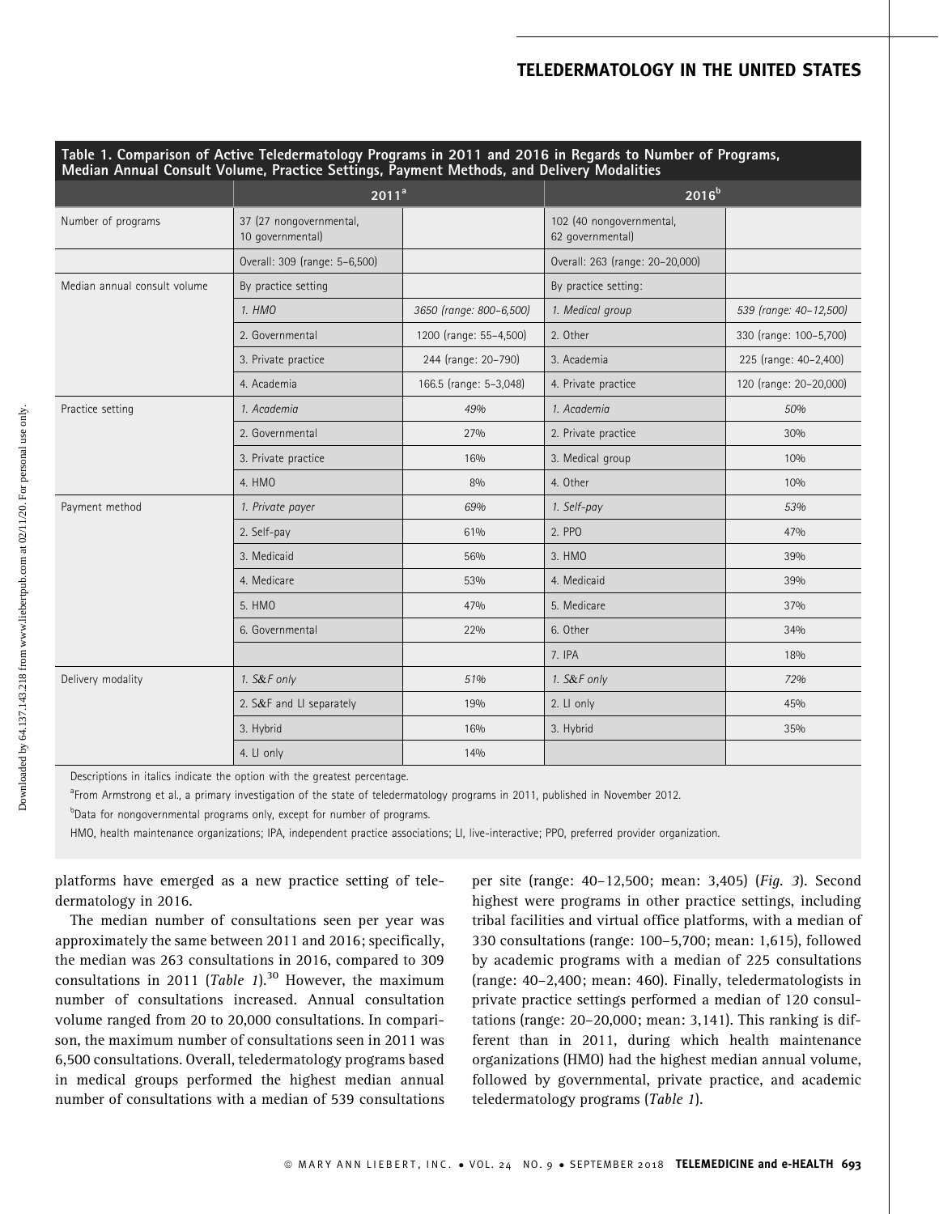**Table 1. Comparison of Active Teledermatology Programs in 2011 and 2016 in Regards to Number of Programs, Median Annual Consult Volume, Practice Settings, Payment Methods, and Delivery Modalities**

| | 2011[a] | | 2016[b] | |
|---|---|---|---|---|
| Number of programs | 37 (27 nongovernmental, 10 governmental) | | 102 (40 nongovernmental, 62 governmental) | |
| | Overall: 309 (range: 5–6,500) | | Overall: 263 (range: 20–20,000) | |
| Median annual consult volume | By practice setting | | By practice setting: | |
| | *1. HMO* | *3650 (range: 800–6,500)* | *1. Medical group* | *539 (range: 40–12,500)* |
| | 2. Governmental | 1200 (range: 55–4,500) | 2. Other | 330 (range: 100–5,700) |
| | 3. Private practice | 244 (range: 20–790) | 3. Academia | 225 (range: 40–2,400) |
| | 4. Academia | 166.5 (range: 5–3,048) | 4. Private practice | 120 (range: 20–20,000) |
| Practice setting | *1. Academia* | *49%* | *1. Academia* | *50%* |
| | 2. Governmental | 27% | 2. Private practice | 30% |
| | 3. Private practice | 16% | 3. Medical group | 10% |
| | 4. HMO | 8% | 4. Other | 10% |
| Payment method | *1. Private payer* | *69%* | *1. Self-pay* | *53%* |
| | 2. Self-pay | 61% | 2. PPO | 47% |
| | 3. Medicaid | 56% | 3. HMO | 39% |
| | 4. Medicare | 53% | 4. Medicaid | 39% |
| | 5. HMO | 47% | 5. Medicare | 37% |
| | 6. Governmental | 22% | 6. Other | 34% |
| | | | 7. IPA | 18% |
| Delivery modality | *1. S&F only* | *51%* | *1. S&F only* | *72%* |
| | 2. S&F and LI separately | 19% | 2. LI only | 45% |
| | 3. Hybrid | 16% | 3. Hybrid | 35% |
| | 4. LI only | 14% | | |

Descriptions in italics indicate the option with the greatest percentage.

[a]From Armstrong et al., a primary investigation of the state of teledermatology programs in 2011, published in November 2012.

[b]Data for nongovernmental programs only, except for number of programs.

HMO, health maintenance organizations; IPA, independent practice associations; LI, live-interactive; PPO, preferred provider organization.

platforms have emerged as a new practice setting of teledermatology in 2016.

The median number of consultations seen per year was approximately the same between 2011 and 2016; specifically, the median was 263 consultations in 2016, compared to 309 consultations in 2011 (*Table 1*).[30] However, the maximum number of consultations increased. Annual consultation volume ranged from 20 to 20,000 consultations. In comparison, the maximum number of consultations seen in 2011 was 6,500 consultations. Overall, teledermatology programs based in medical groups performed the highest median annual number of consultations with a median of 539 consultations per site (range: 40–12,500; mean: 3,405) (*Fig. 3*). Second highest were programs in other practice settings, including tribal facilities and virtual office platforms, with a median of 330 consultations (range: 100–5,700; mean: 1,615), followed by academic programs with a median of 225 consultations (range: 40–2,400; mean: 460). Finally, teledermatologists in private practice settings performed a median of 120 consultations (range: 20–20,000; mean: 3,141). This ranking is different than in 2011, during which health maintenance organizations (HMO) had the highest median annual volume, followed by governmental, private practice, and academic teledermatology programs (*Table 1*).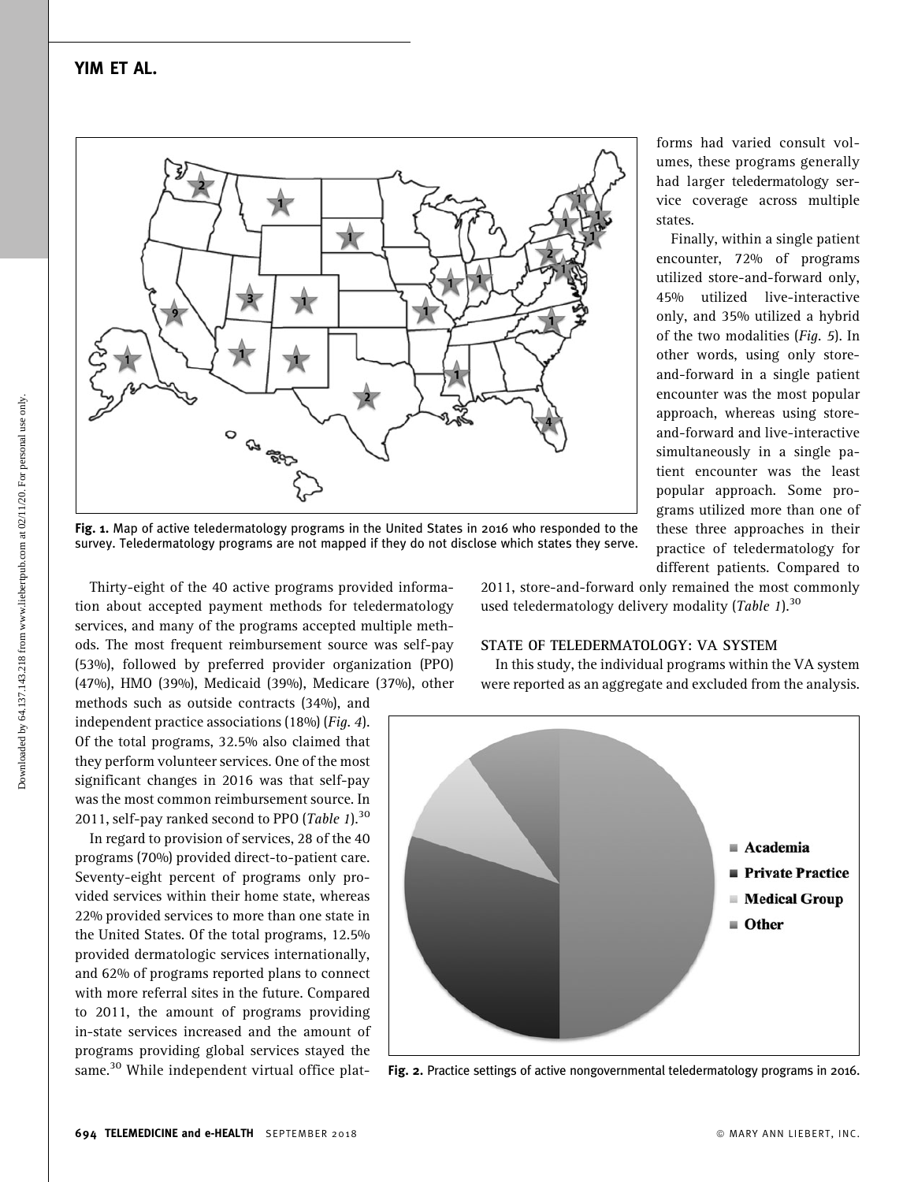Fig. 1. Map of active teledermatology programs in the United States in 2016 who responded to the survey. Teledermatology programs are not mapped if they do not disclose which states they serve.

Thirty-eight of the 40 active programs provided information about accepted payment methods for teledermatology services, and many of the programs accepted multiple methods. The most frequent reimbursement source was self-pay (53%), followed by preferred provider organization (PPO) (47%), HMO (39%), Medicaid (39%), Medicare (37%), other methods such as outside contracts (34%), and independent practice associations (18%) (*Fig. 4*). Of the total programs, 32.5% also claimed that they perform volunteer services. One of the most significant changes in 2016 was that self-pay was the most common reimbursement source. In 2011, self-pay ranked second to PPO (*Table 1*).[30]

In regard to provision of services, 28 of the 40 programs (70%) provided direct-to-patient care. Seventy-eight percent of programs only provided services within their home state, whereas 22% provided services to more than one state in the United States. Of the total programs, 12.5% provided dermatologic services internationally, and 62% of programs reported plans to connect with more referral sites in the future. Compared to 2011, the amount of programs providing in-state services increased and the amount of programs providing global services stayed the same.[30] While independent virtual office platforms had varied consult volumes, these programs generally had larger teledermatology service coverage across multiple states.

Finally, within a single patient encounter, 72% of programs utilized store-and-forward only, 45% utilized live-interactive only, and 35% utilized a hybrid of the two modalities (*Fig. 5*). In other words, using only store-and-forward in a single patient encounter was the most popular approach, whereas using store-and-forward and live-interactive simultaneously in a single patient encounter was the least popular approach. Some programs utilized more than one of these three approaches in their practice of teledermatology for different patients. Compared to 2011, store-and-forward only remained the most commonly used teledermatology delivery modality (*Table 1*).[30]

### STATE OF TELEDERMATOLOGY: VA SYSTEM

In this study, the individual programs within the VA system were reported as an aggregate and excluded from the analysis.

Fig. 2. Practice settings of active nongovernmental teledermatology programs in 2016.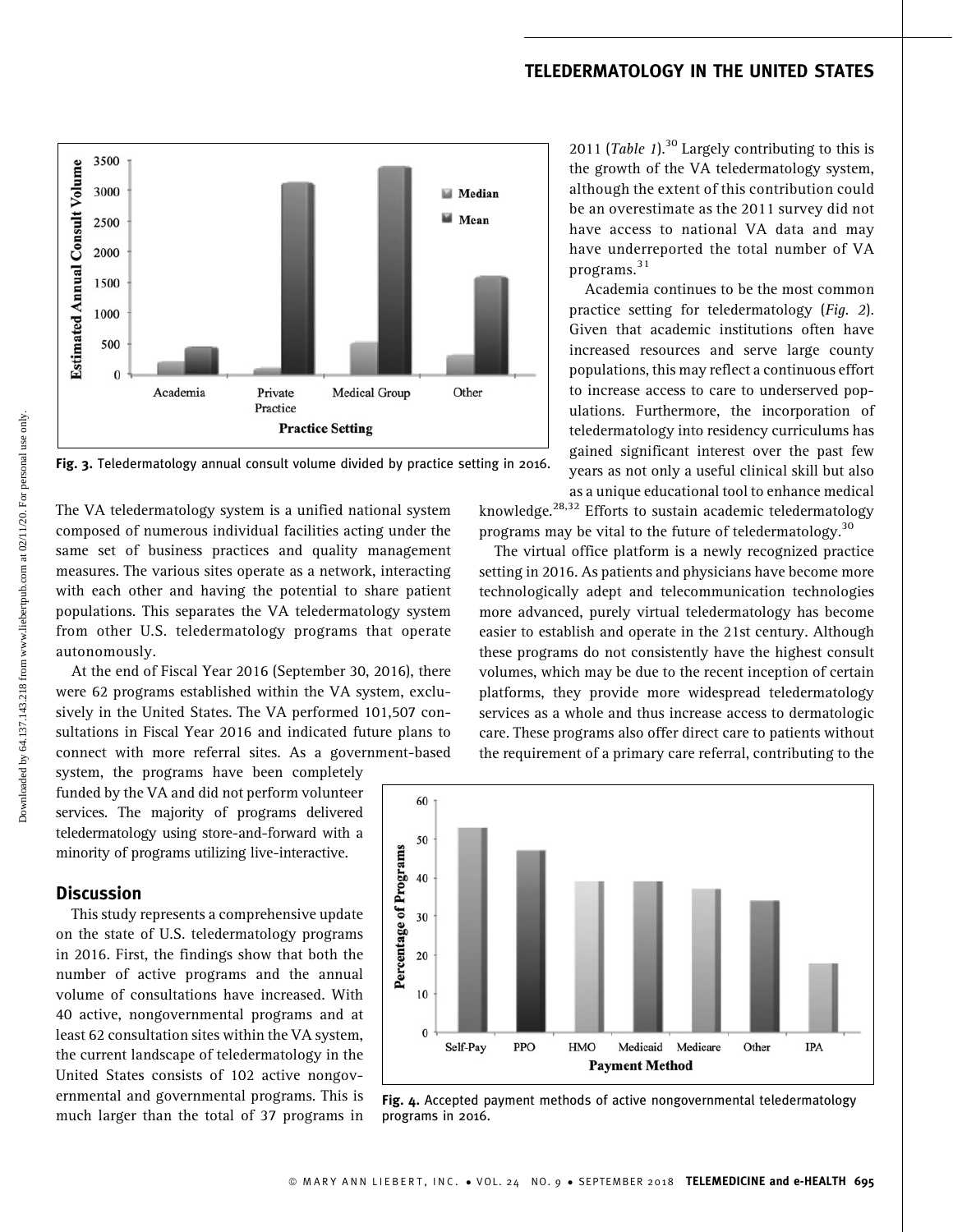Fig. 3. Teledermatology annual consult volume divided by practice setting in 2016.

The VA teledermatology system is a unified national system composed of numerous individual facilities acting under the same set of business practices and quality management measures. The various sites operate as a network, interacting with each other and having the potential to share patient populations. This separates the VA teledermatology system from other U.S. teledermatology programs that operate autonomously.

At the end of Fiscal Year 2016 (September 30, 2016), there were 62 programs established within the VA system, exclusively in the United States. The VA performed 101,507 consultations in Fiscal Year 2016 and indicated future plans to connect with more referral sites. As a government-based system, the programs have been completely funded by the VA and did not perform volunteer services. The majority of programs delivered teledermatology using store-and-forward with a minority of programs utilizing live-interactive.

## Discussion

This study represents a comprehensive update on the state of U.S. teledermatology programs in 2016. First, the findings show that both the number of active programs and the annual volume of consultations have increased. With 40 active, nongovernmental programs and at least 62 consultation sites within the VA system, the current landscape of teledermatology in the United States consists of 102 active nongovernmental and governmental programs. This is much larger than the total of 37 programs in 2011 (*Table 1*).[30] Largely contributing to this is the growth of the VA teledermatology system, although the extent of this contribution could be an overestimate as the 2011 survey did not have access to national VA data and may have underreported the total number of VA programs.[31]

Academia continues to be the most common practice setting for teledermatology (*Fig. 2*). Given that academic institutions often have increased resources and serve large county populations, this may reflect a continuous effort to increase access to care to underserved populations. Furthermore, the incorporation of teledermatology into residency curriculums has gained significant interest over the past few years as not only a useful clinical skill but also as a unique educational tool to enhance medical knowledge.[28,32] Efforts to sustain academic teledermatology programs may be vital to the future of teledermatology.[30]

The virtual office platform is a newly recognized practice setting in 2016. As patients and physicians have become more technologically adept and telecommunication technologies more advanced, purely virtual teledermatology has become easier to establish and operate in the 21st century. Although these programs do not consistently have the highest consult volumes, which may be due to the recent inception of certain platforms, they provide more widespread teledermatology services as a whole and thus increase access to dermatologic care. These programs also offer direct care to patients without the requirement of a primary care referral, contributing to the

Fig. 4. Accepted payment methods of active nongovernmental teledermatology programs in 2016.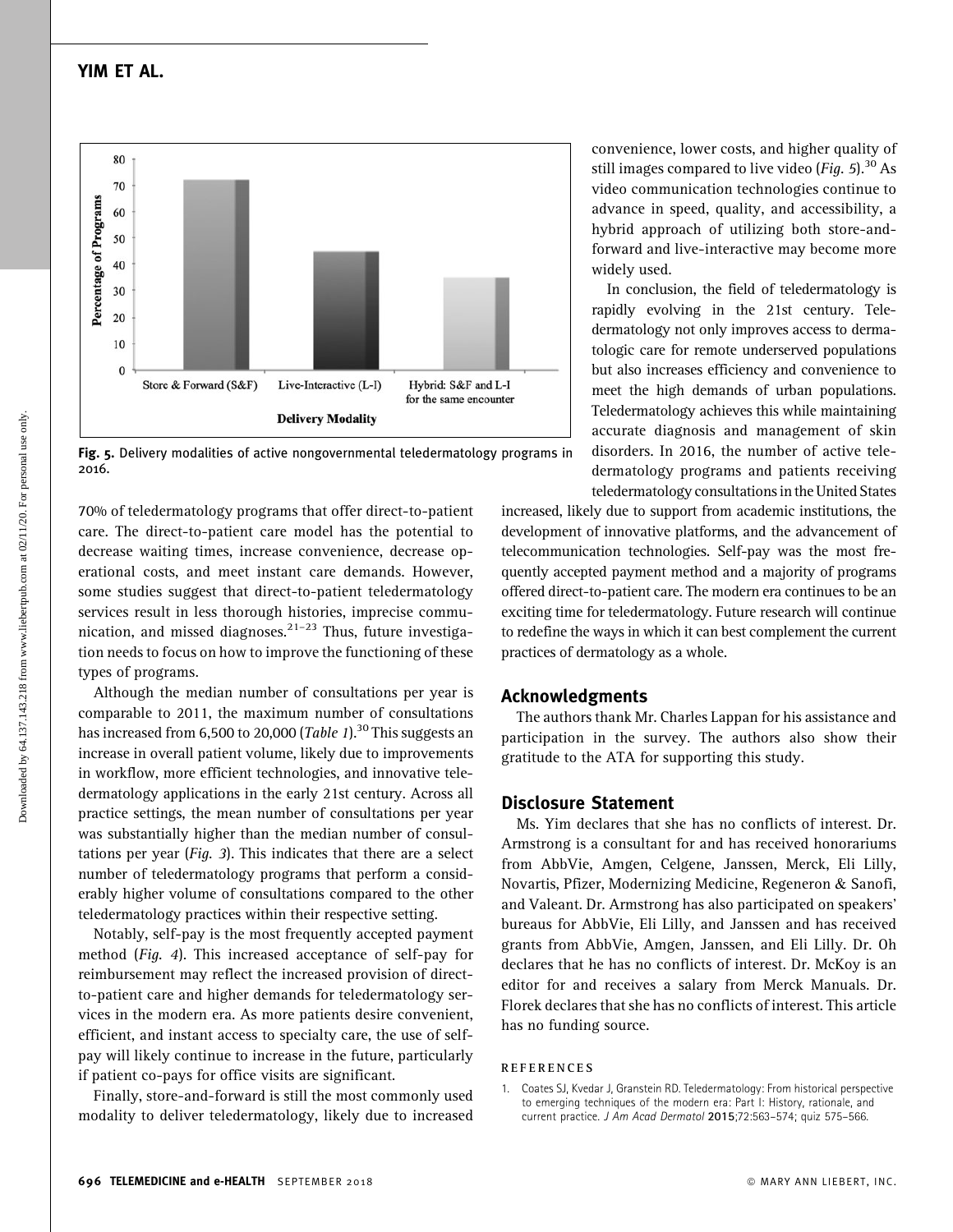Fig. 5. Delivery modalities of active nongovernmental teledermatology programs in 2016.

70% of teledermatology programs that offer direct-to-patient care. The direct-to-patient care model has the potential to decrease waiting times, increase convenience, decrease operational costs, and meet instant care demands. However, some studies suggest that direct-to-patient teledermatology services result in less thorough histories, imprecise communication, and missed diagnoses.[21–23] Thus, future investigation needs to focus on how to improve the functioning of these types of programs.

Although the median number of consultations per year is comparable to 2011, the maximum number of consultations has increased from 6,500 to 20,000 (*Table 1*).[30] This suggests an increase in overall patient volume, likely due to improvements in workflow, more efficient technologies, and innovative teledermatology applications in the early 21st century. Across all practice settings, the mean number of consultations per year was substantially higher than the median number of consultations per year (*Fig. 3*). This indicates that there are a select number of teledermatology programs that perform a considerably higher volume of consultations compared to the other teledermatology practices within their respective setting.

Notably, self-pay is the most frequently accepted payment method (*Fig. 4*). This increased acceptance of self-pay for reimbursement may reflect the increased provision of direct-to-patient care and higher demands for teledermatology services in the modern era. As more patients desire convenient, efficient, and instant access to specialty care, the use of self-pay will likely continue to increase in the future, particularly if patient co-pays for office visits are significant.

Finally, store-and-forward is still the most commonly used modality to deliver teledermatology, likely due to increased convenience, lower costs, and higher quality of still images compared to live video (*Fig. 5*).[30] As video communication technologies continue to advance in speed, quality, and accessibility, a hybrid approach of utilizing both store-and-forward and live-interactive may become more widely used.

In conclusion, the field of teledermatology is rapidly evolving in the 21st century. Teledermatology not only improves access to dermatologic care for remote underserved populations but also increases efficiency and convenience to meet the high demands of urban populations. Teledermatology achieves this while maintaining accurate diagnosis and management of skin disorders. In 2016, the number of active teledermatology programs and patients receiving teledermatology consultations in the United States increased, likely due to support from academic institutions, the development of innovative platforms, and the advancement of telecommunication technologies. Self-pay was the most frequently accepted payment method and a majority of programs offered direct-to-patient care. The modern era continues to be an exciting time for teledermatology. Future research will continue to redefine the ways in which it can best complement the current practices of dermatology as a whole.

## Acknowledgments

The authors thank Mr. Charles Lappan for his assistance and participation in the survey. The authors also show their gratitude to the ATA for supporting this study.

## Disclosure Statement

Ms. Yim declares that she has no conflicts of interest. Dr. Armstrong is a consultant for and has received honorariums from AbbVie, Amgen, Celgene, Janssen, Merck, Eli Lilly, Novartis, Pfizer, Modernizing Medicine, Regeneron & Sanofi, and Valeant. Dr. Armstrong has also participated on speakers' bureaus for AbbVie, Eli Lilly, and Janssen and has received grants from AbbVie, Amgen, Janssen, and Eli Lilly. Dr. Oh declares that he has no conflicts of interest. Dr. McKoy is an editor for and receives a salary from Merck Manuals. Dr. Florek declares that she has no conflicts of interest. This article has no funding source.

## REFERENCES

1. Coates SJ, Kvedar J, Granstein RD. Teledermatology: From historical perspective to emerging techniques of the modern era: Part I: History, rationale, and current practice. *J Am Acad Dermatol* **2015**;72:563–574; quiz 575–566.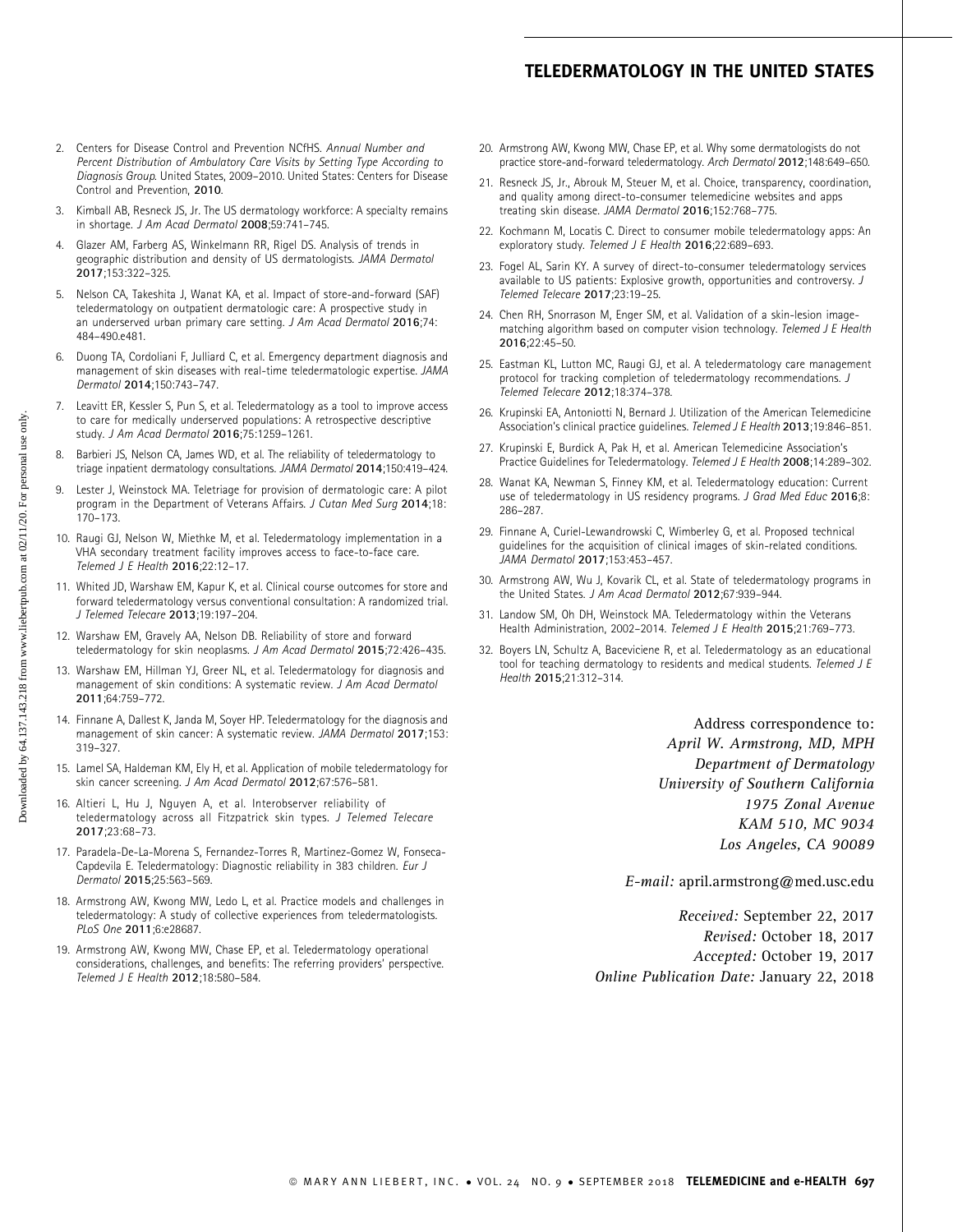2. Centers for Disease Control and Prevention NCfHS. *Annual Number and Percent Distribution of Ambulatory Care Visits by Setting Type According to Diagnosis Group*. United States, 2009–2010. United States: Centers for Disease Control and Prevention, **2010**.
3. Kimball AB, Resneck JS, Jr. The US dermatology workforce: A specialty remains in shortage. *J Am Acad Dermatol* **2008**;59:741–745.
4. Glazer AM, Farberg AS, Winkelmann RR, Rigel DS. Analysis of trends in geographic distribution and density of US dermatologists. *JAMA Dermatol* **2017**;153:322–325.
5. Nelson CA, Takeshita J, Wanat KA, et al. Impact of store-and-forward (SAF) teledermatology on outpatient dermatologic care: A prospective study in an underserved urban primary care setting. *J Am Acad Dermatol* **2016**;74: 484–490.e481.
6. Duong TA, Cordoliani F, Julliard C, et al. Emergency department diagnosis and management of skin diseases with real-time teledermatologic expertise. *JAMA Dermatol* **2014**;150:743–747.
7. Leavitt ER, Kessler S, Pun S, et al. Teledermatology as a tool to improve access to care for medically underserved populations: A retrospective descriptive study. *J Am Acad Dermatol* **2016**;75:1259–1261.
8. Barbieri JS, Nelson CA, James WD, et al. The reliability of teledermatology to triage inpatient dermatology consultations. *JAMA Dermatol* **2014**;150:419–424.
9. Lester J, Weinstock MA. Teletriage for provision of dermatologic care: A pilot program in the Department of Veterans Affairs. *J Cutan Med Surg* **2014**;18: 170–173.
10. Raugi GJ, Nelson W, Miethke M, et al. Teledermatology implementation in a VHA secondary treatment facility improves access to face-to-face care. *Telemed J E Health* **2016**;22:12–17.
11. Whited JD, Warshaw EM, Kapur K, et al. Clinical course outcomes for store and forward teledermatology versus conventional consultation: A randomized trial. *J Telemed Telecare* **2013**;19:197–204.
12. Warshaw EM, Gravely AA, Nelson DB. Reliability of store and forward teledermatology for skin neoplasms. *J Am Acad Dermatol* **2015**;72:426–435.
13. Warshaw EM, Hillman YJ, Greer NL, et al. Teledermatology for diagnosis and management of skin conditions: A systematic review. *J Am Acad Dermatol* **2011**;64:759–772.
14. Finnane A, Dallest K, Janda M, Soyer HP. Teledermatology for the diagnosis and management of skin cancer: A systematic review. *JAMA Dermatol* **2017**;153: 319–327.
15. Lamel SA, Haldeman KM, Ely H, et al. Application of mobile teledermatology for skin cancer screening. *J Am Acad Dermatol* **2012**;67:576–581.
16. Altieri L, Hu J, Nguyen A, et al. Interobserver reliability of teledermatology across all Fitzpatrick skin types. *J Telemed Telecare* **2017**;23:68–73.
17. Paradela-De-La-Morena S, Fernandez-Torres R, Martinez-Gomez W, Fonseca-Capdevila E. Teledermatology: Diagnostic reliability in 383 children. *Eur J Dermatol* **2015**;25:563–569.
18. Armstrong AW, Kwong MW, Ledo L, et al. Practice models and challenges in teledermatology: A study of collective experiences from teledermatologists. *PLoS One* **2011**;6:e28687.
19. Armstrong AW, Kwong MW, Chase EP, et al. Teledermatology operational considerations, challenges, and benefits: The referring providers' perspective. *Telemed J E Health* **2012**;18:580–584.
20. Armstrong AW, Kwong MW, Chase EP, et al. Why some dermatologists do not practice store-and-forward teledermatology. *Arch Dermatol* **2012**;148:649–650.
21. Resneck JS, Jr., Abrouk M, Steuer M, et al. Choice, transparency, coordination, and quality among direct-to-consumer telemedicine websites and apps treating skin disease. *JAMA Dermatol* **2016**;152:768–775.
22. Kochmann M, Locatis C. Direct to consumer mobile teledermatology apps: An exploratory study. *Telemed J E Health* **2016**;22:689–693.
23. Fogel AL, Sarin KY. A survey of direct-to-consumer teledermatology services available to US patients: Explosive growth, opportunities and controversy. *J Telemed Telecare* **2017**;23:19–25.
24. Chen RH, Snorrason M, Enger SM, et al. Validation of a skin-lesion image-matching algorithm based on computer vision technology. *Telemed J E Health* **2016**;22:45–50.
25. Eastman KL, Lutton MC, Raugi GJ, et al. A teledermatology care management protocol for tracking completion of teledermatology recommendations. *J Telemed Telecare* **2012**;18:374–378.
26. Krupinski EA, Antoniotti N, Bernard J. Utilization of the American Telemedicine Association's clinical practice guidelines. *Telemed J E Health* **2013**;19:846–851.
27. Krupinski E, Burdick A, Pak H, et al. American Telemedicine Association's Practice Guidelines for Teledermatology. *Telemed J E Health* **2008**;14:289–302.
28. Wanat KA, Newman S, Finney KM, et al. Teledermatology education: Current use of teledermatology in US residency programs. *J Grad Med Educ* **2016**;8: 286–287.
29. Finnane A, Curiel-Lewandrowski C, Wimberley G, et al. Proposed technical guidelines for the acquisition of clinical images of skin-related conditions. *JAMA Dermatol* **2017**;153:453–457.
30. Armstrong AW, Wu J, Kovarik CL, et al. State of teledermatology programs in the United States. *J Am Acad Dermatol* **2012**;67:939–944.
31. Landow SM, Oh DH, Weinstock MA. Teledermatology within the Veterans Health Administration, 2002–2014. *Telemed J E Health* **2015**;21:769–773.
32. Boyers LN, Schultz A, Baceviciene R, et al. Teledermatology as an educational tool for teaching dermatology to residents and medical students. *Telemed J E Health* **2015**;21:312–314.

Address correspondence to:
*April W. Armstrong, MD, MPH*
*Department of Dermatology*
*University of Southern California*
*1975 Zonal Avenue*
*KAM 510, MC 9034*
*Los Angeles, CA 90089*

*E-mail:* april.armstrong@med.usc.edu

*Received:* September 22, 2017
*Revised:* October 18, 2017
*Accepted:* October 19, 2017
*Online Publication Date:* January 22, 2018